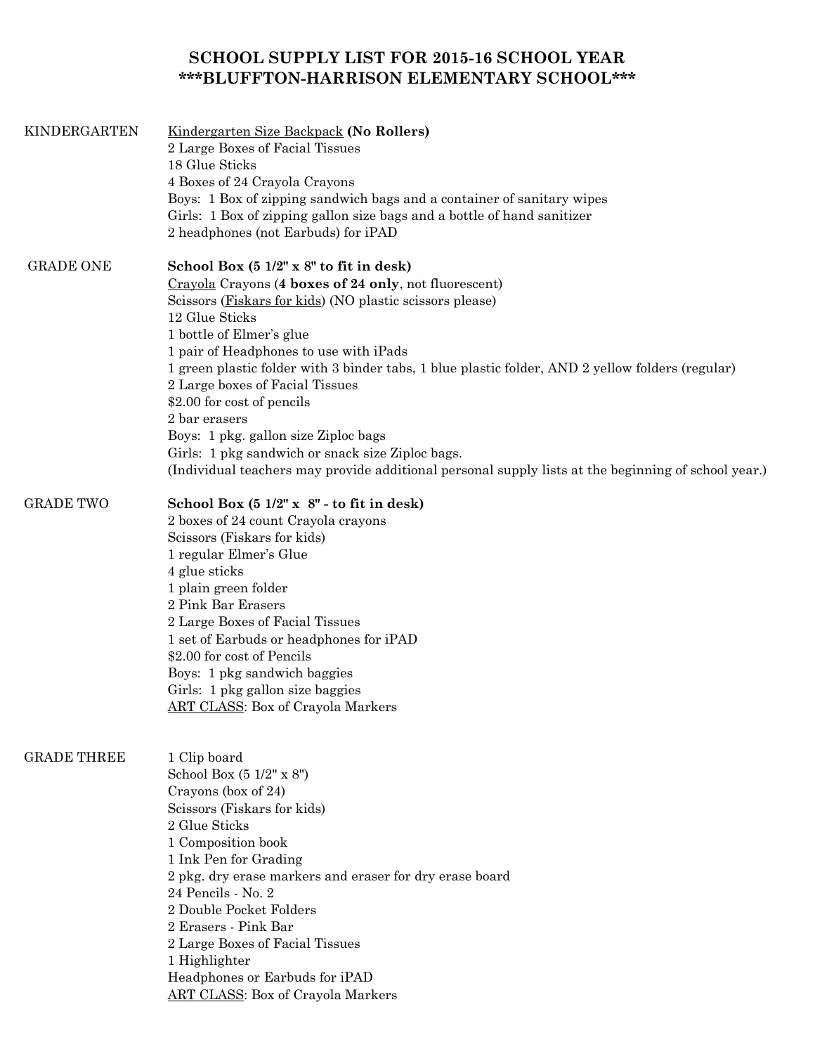# SCHOOL SUPPLY LIST FOR 2015-16 SCHOOL YEAR
# ***BLUFFTON-HARRISON ELEMENTARY SCHOOL***

## KINDERGARTEN

Kindergarten Size Backpack **(No Rollers)**
2 Large Boxes of Facial Tissues
18 Glue Sticks
4 Boxes of 24 Crayola Crayons
Boys: 1 Box of zipping sandwich bags and a container of sanitary wipes
Girls: 1 Box of zipping gallon size bags and a bottle of hand sanitizer
2 headphones (not Earbuds) for iPAD

## GRADE ONE

**School Box (5 1/2" x 8" to fit in desk)**
Crayola Crayons (**4 boxes of 24 only**, not fluorescent)
Scissors (Fiskars for kids) (NO plastic scissors please)
12 Glue Sticks
1 bottle of Elmer's glue
1 pair of Headphones to use with iPads
1 green plastic folder with 3 binder tabs, 1 blue plastic folder, AND 2 yellow folders (regular)
2 Large boxes of Facial Tissues
$2.00 for cost of pencils
2 bar erasers
Boys: 1 pkg. gallon size Ziploc bags
Girls: 1 pkg sandwich or snack size Ziploc bags.
(Individual teachers may provide additional personal supply lists at the beginning of school year.)

## GRADE TWO

**School Box (5 1/2" x 8" - to fit in desk)**
2 boxes of 24 count Crayola crayons
Scissors (Fiskars for kids)
1 regular Elmer's Glue
4 glue sticks
1 plain green folder
2 Pink Bar Erasers
2 Large Boxes of Facial Tissues
1 set of Earbuds or headphones for iPAD
$2.00 for cost of Pencils
Boys: 1 pkg sandwich baggies
Girls: 1 pkg gallon size baggies
ART CLASS: Box of Crayola Markers

## GRADE THREE

1 Clip board
School Box (5 1/2" x 8")
Crayons (box of 24)
Scissors (Fiskars for kids)
2 Glue Sticks
1 Composition book
1 Ink Pen for Grading
2 pkg. dry erase markers and eraser for dry erase board
24 Pencils - No. 2
2 Double Pocket Folders
2 Erasers - Pink Bar
2 Large Boxes of Facial Tissues
1 Highlighter
Headphones or Earbuds for iPAD
ART CLASS: Box of Crayola Markers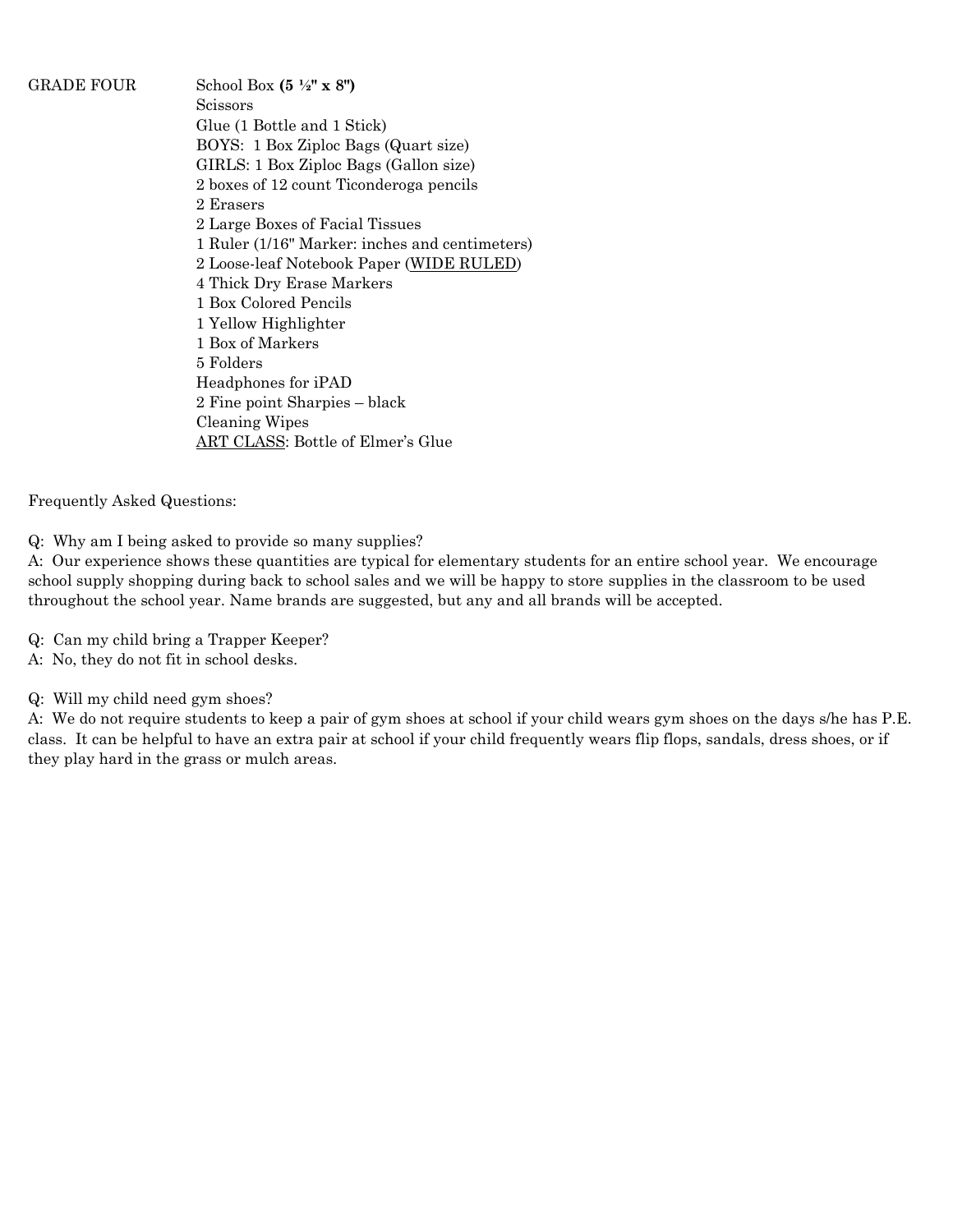GRADE FOUR

- School Box **(5 ½" x 8")**
- Scissors
- Glue (1 Bottle and 1 Stick)
- BOYS: 1 Box Ziploc Bags (Quart size)
- GIRLS: 1 Box Ziploc Bags (Gallon size)
- 2 boxes of 12 count Ticonderoga pencils
- 2 Erasers
- 2 Large Boxes of Facial Tissues
- 1 Ruler (1/16" Marker: inches and centimeters)
- 2 Loose-leaf Notebook Paper (<u>WIDE RULED</u>)
- 4 Thick Dry Erase Markers
- 1 Box Colored Pencils
- 1 Yellow Highlighter
- 1 Box of Markers
- 5 Folders
- Headphones for iPAD
- 2 Fine point Sharpies – black
- Cleaning Wipes
- <u>ART CLASS</u>: Bottle of Elmer's Glue

Frequently Asked Questions:

Q: Why am I being asked to provide so many supplies?
A: Our experience shows these quantities are typical for elementary students for an entire school year. We encourage school supply shopping during back to school sales and we will be happy to store supplies in the classroom to be used throughout the school year. Name brands are suggested, but any and all brands will be accepted.

Q: Can my child bring a Trapper Keeper?
A: No, they do not fit in school desks.

Q: Will my child need gym shoes?
A: We do not require students to keep a pair of gym shoes at school if your child wears gym shoes on the days s/he has P.E. class. It can be helpful to have an extra pair at school if your child frequently wears flip flops, sandals, dress shoes, or if they play hard in the grass or mulch areas.